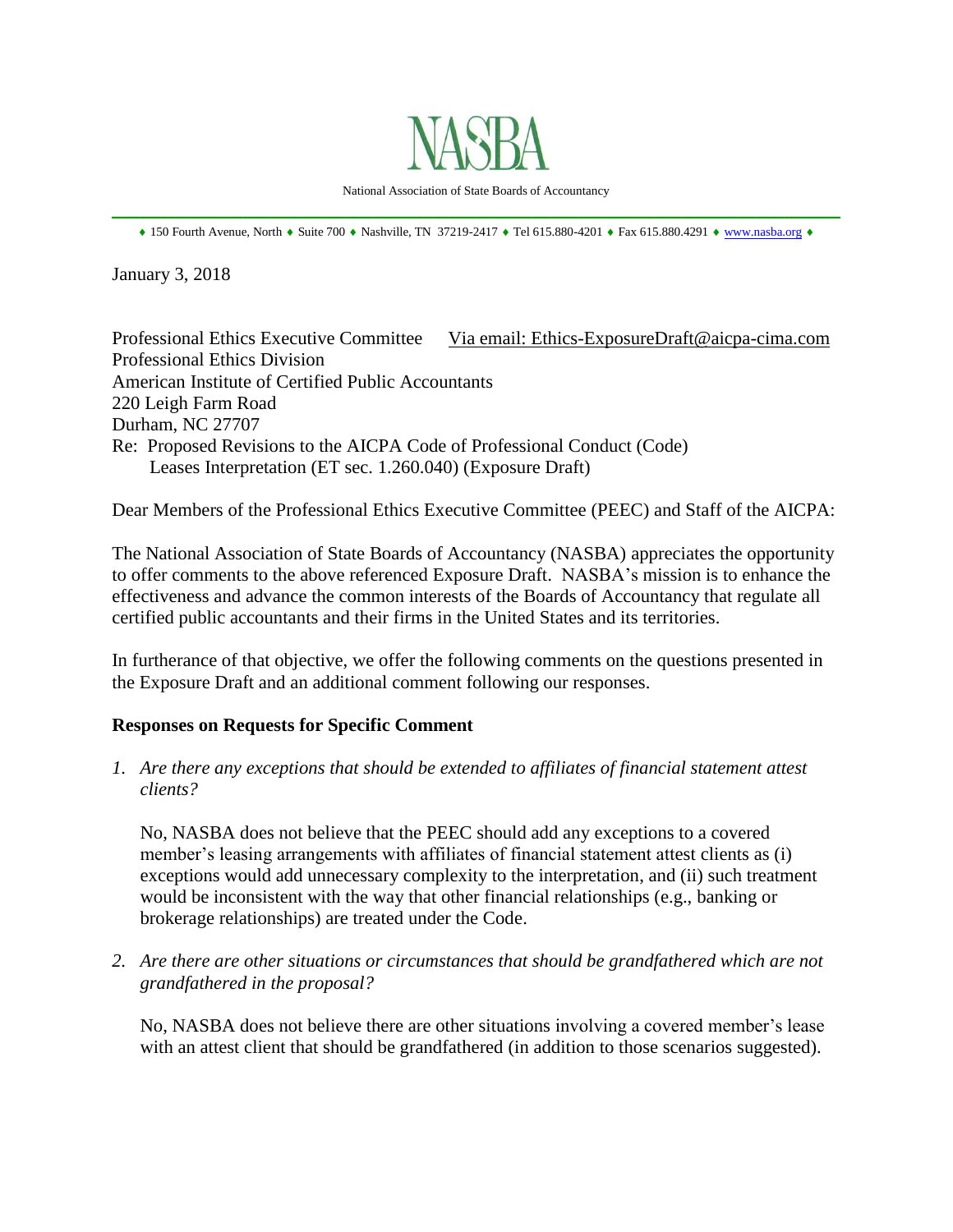NASBA

National Association of State Boards of Accountancy

♦ 150 Fourth Avenue, North ♦ Suite 700 ♦ Nashville, TN 37219-2417 ♦ Tel 615.880-4201 ♦ Fax 615.880.4291 ♦ www.nasba.org ♦

January 3, 2018

Professional Ethics Executive Committee  Via email: Ethics-ExposureDraft@aicpa-cima.com
Professional Ethics Division
American Institute of Certified Public Accountants
220 Leigh Farm Road
Durham, NC 27707
Re: Proposed Revisions to the AICPA Code of Professional Conduct (Code)
Leases Interpretation (ET sec. 1.260.040) (Exposure Draft)

Dear Members of the Professional Ethics Executive Committee (PEEC) and Staff of the AICPA:

The National Association of State Boards of Accountancy (NASBA) appreciates the opportunity to offer comments to the above referenced Exposure Draft. NASBA's mission is to enhance the effectiveness and advance the common interests of the Boards of Accountancy that regulate all certified public accountants and their firms in the United States and its territories.

In furtherance of that objective, we offer the following comments on the questions presented in the Exposure Draft and an additional comment following our responses.

**Responses on Requests for Specific Comment**

1. *Are there any exceptions that should be extended to affiliates of financial statement attest clients?*

   No, NASBA does not believe that the PEEC should add any exceptions to a covered member's leasing arrangements with affiliates of financial statement attest clients as (i) exceptions would add unnecessary complexity to the interpretation, and (ii) such treatment would be inconsistent with the way that other financial relationships (e.g., banking or brokerage relationships) are treated under the Code.

2. *Are there are other situations or circumstances that should be grandfathered which are not grandfathered in the proposal?*

   No, NASBA does not believe there are other situations involving a covered member's lease with an attest client that should be grandfathered (in addition to those scenarios suggested).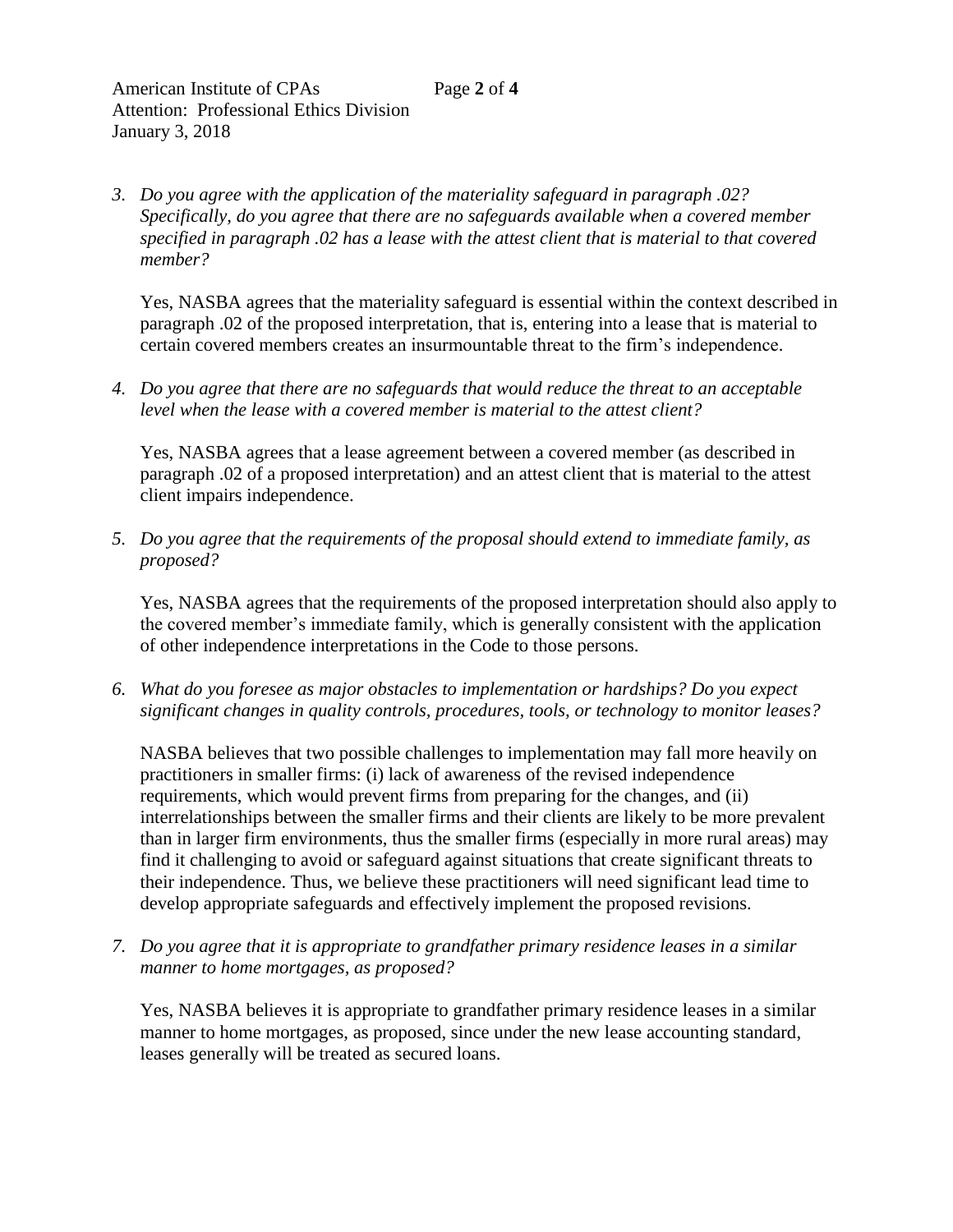*3. Do you agree with the application of the materiality safeguard in paragraph .02? Specifically, do you agree that there are no safeguards available when a covered member specified in paragraph .02 has a lease with the attest client that is material to that covered member?*

Yes, NASBA agrees that the materiality safeguard is essential within the context described in paragraph .02 of the proposed interpretation, that is, entering into a lease that is material to certain covered members creates an insurmountable threat to the firm's independence.

*4. Do you agree that there are no safeguards that would reduce the threat to an acceptable level when the lease with a covered member is material to the attest client?*

Yes, NASBA agrees that a lease agreement between a covered member (as described in paragraph .02 of a proposed interpretation) and an attest client that is material to the attest client impairs independence.

*5. Do you agree that the requirements of the proposal should extend to immediate family, as proposed?*

Yes, NASBA agrees that the requirements of the proposed interpretation should also apply to the covered member's immediate family, which is generally consistent with the application of other independence interpretations in the Code to those persons.

*6. What do you foresee as major obstacles to implementation or hardships? Do you expect significant changes in quality controls, procedures, tools, or technology to monitor leases?*

NASBA believes that two possible challenges to implementation may fall more heavily on practitioners in smaller firms: (i) lack of awareness of the revised independence requirements, which would prevent firms from preparing for the changes, and (ii) interrelationships between the smaller firms and their clients are likely to be more prevalent than in larger firm environments, thus the smaller firms (especially in more rural areas) may find it challenging to avoid or safeguard against situations that create significant threats to their independence. Thus, we believe these practitioners will need significant lead time to develop appropriate safeguards and effectively implement the proposed revisions.

*7. Do you agree that it is appropriate to grandfather primary residence leases in a similar manner to home mortgages, as proposed?*

Yes, NASBA believes it is appropriate to grandfather primary residence leases in a similar manner to home mortgages, as proposed, since under the new lease accounting standard, leases generally will be treated as secured loans.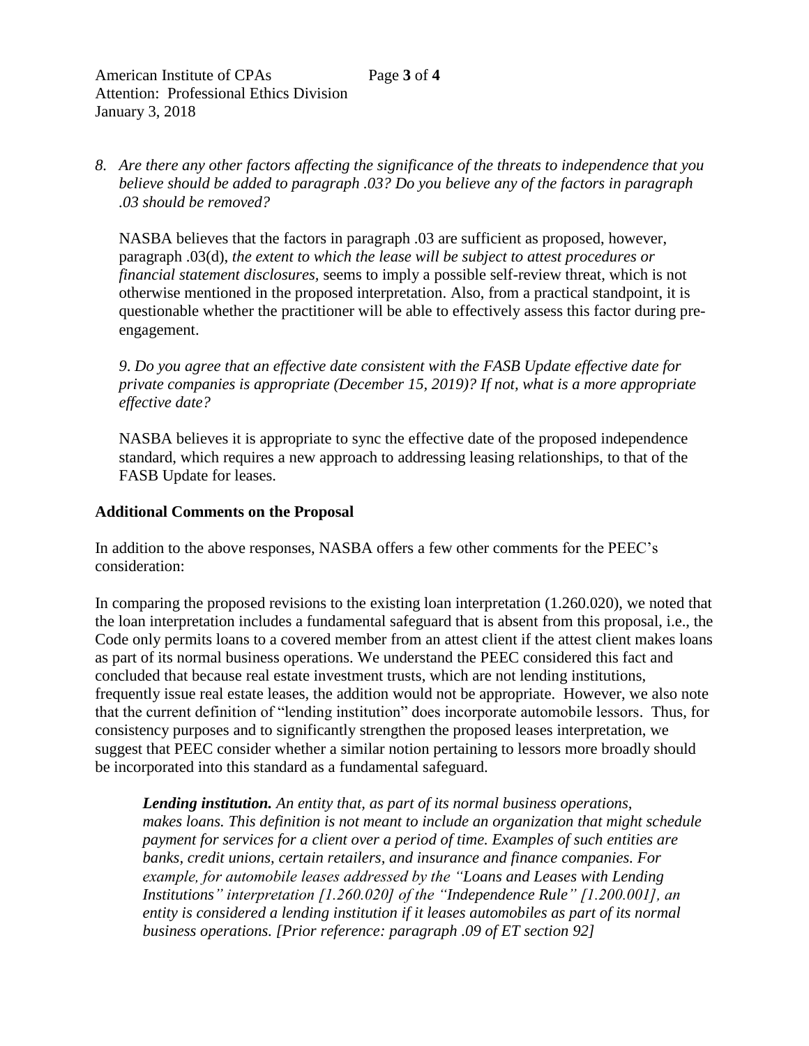*8. Are there any other factors affecting the significance of the threats to independence that you believe should be added to paragraph .03? Do you believe any of the factors in paragraph .03 should be removed?*

NASBA believes that the factors in paragraph .03 are sufficient as proposed, however, paragraph .03(d), *the extent to which the lease will be subject to attest procedures or financial statement disclosures*, seems to imply a possible self-review threat, which is not otherwise mentioned in the proposed interpretation. Also, from a practical standpoint, it is questionable whether the practitioner will be able to effectively assess this factor during pre-engagement.

*9. Do you agree that an effective date consistent with the FASB Update effective date for private companies is appropriate (December 15, 2019)? If not, what is a more appropriate effective date?*

NASBA believes it is appropriate to sync the effective date of the proposed independence standard, which requires a new approach to addressing leasing relationships, to that of the FASB Update for leases.

**Additional Comments on the Proposal**

In addition to the above responses, NASBA offers a few other comments for the PEEC's consideration:

In comparing the proposed revisions to the existing loan interpretation (1.260.020), we noted that the loan interpretation includes a fundamental safeguard that is absent from this proposal, i.e., the Code only permits loans to a covered member from an attest client if the attest client makes loans as part of its normal business operations. We understand the PEEC considered this fact and concluded that because real estate investment trusts, which are not lending institutions, frequently issue real estate leases, the addition would not be appropriate. However, we also note that the current definition of "lending institution" does incorporate automobile lessors. Thus, for consistency purposes and to significantly strengthen the proposed leases interpretation, we suggest that PEEC consider whether a similar notion pertaining to lessors more broadly should be incorporated into this standard as a fundamental safeguard.

> ***Lending institution.*** *An entity that, as part of its normal business operations, makes loans. This definition is not meant to include an organization that might schedule payment for services for a client over a period of time. Examples of such entities are banks, credit unions, certain retailers, and insurance and finance companies. For example, for automobile leases addressed by the "Loans and Leases with Lending Institutions" interpretation [1.260.020] of the "Independence Rule" [1.200.001], an entity is considered a lending institution if it leases automobiles as part of its normal business operations. [Prior reference: paragraph .09 of ET section 92]*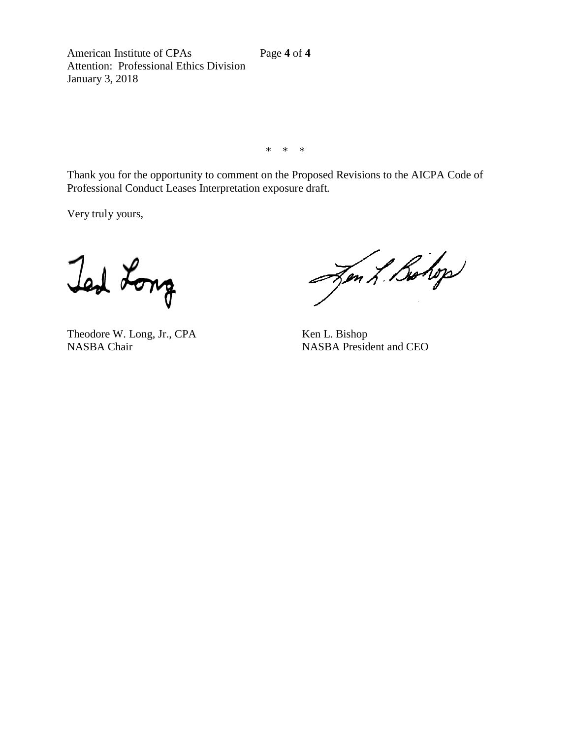\* \* \*

Thank you for the opportunity to comment on the Proposed Revisions to the AICPA Code of Professional Conduct Leases Interpretation exposure draft.

Very truly yours,

Ted Long

Ken L. Bishop

Theodore W. Long, Jr., CPA
NASBA Chair

Ken L. Bishop
NASBA President and CEO